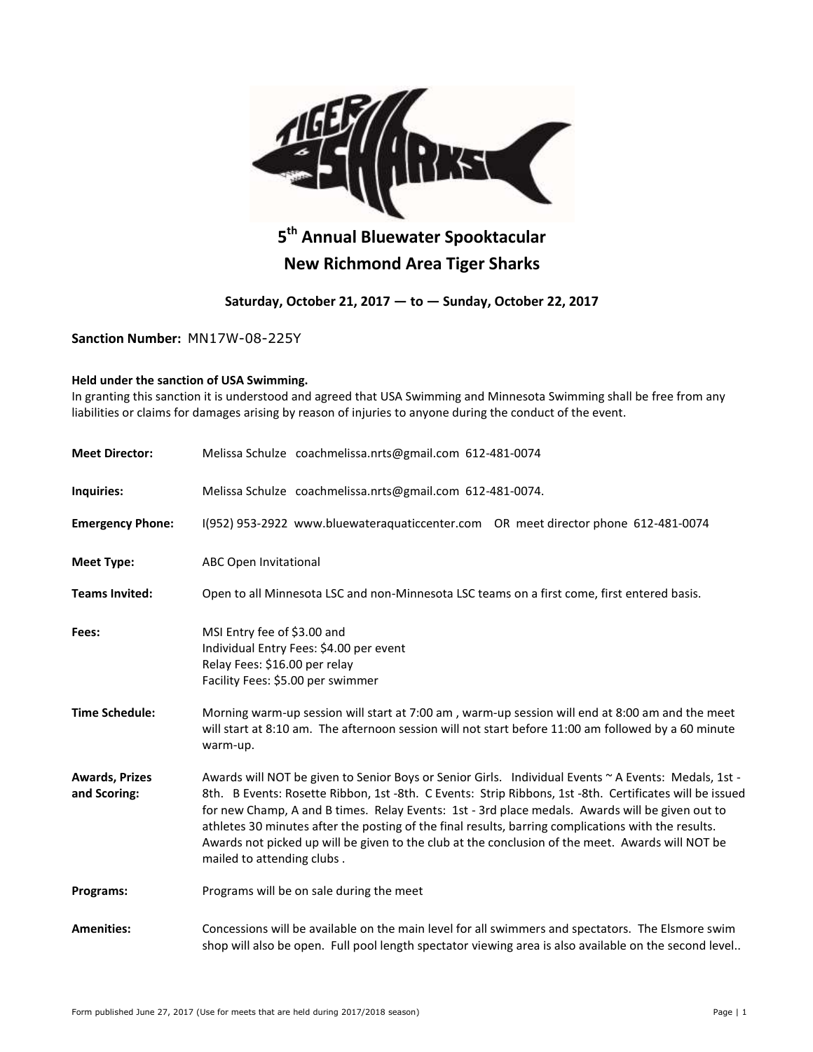# 5th Annual Bluewater Spooktacular

# New Richmond Area Tiger Sharks

**Saturday, October 21, 2017 — to — Sunday, October 22, 2017**

**Sanction Number:** MN17W-08-225Y

**Held under the sanction of USA Swimming.**

In granting this sanction it is understood and agreed that USA Swimming and Minnesota Swimming shall be free from any liabilities or claims for damages arising by reason of injuries to anyone during the conduct of the event.

**Meet Director:** Melissa Schulze coachmelissa.nrts@gmail.com 612-481-0074

**Inquiries:** Melissa Schulze coachmelissa.nrts@gmail.com 612-481-0074.

**Emergency Phone:** I(952) 953-2922 www.bluewateraquaticcenter.com OR meet director phone 612-481-0074

**Meet Type:** ABC Open Invitational

**Teams Invited:** Open to all Minnesota LSC and non-Minnesota LSC teams on a first come, first entered basis.

**Fees:** MSI Entry fee of $3.00 and
Individual Entry Fees: $4.00 per event
Relay Fees: $16.00 per relay
Facility Fees: $5.00 per swimmer

**Time Schedule:** Morning warm-up session will start at 7:00 am , warm-up session will end at 8:00 am and the meet will start at 8:10 am. The afternoon session will not start before 11:00 am followed by a 60 minute warm-up.

**Awards, Prizes and Scoring:** Awards will NOT be given to Senior Boys or Senior Girls. Individual Events ~ A Events: Medals, 1st - 8th. B Events: Rosette Ribbon, 1st -8th. C Events: Strip Ribbons, 1st -8th. Certificates will be issued for new Champ, A and B times. Relay Events: 1st - 3rd place medals. Awards will be given out to athletes 30 minutes after the posting of the final results, barring complications with the results. Awards not picked up will be given to the club at the conclusion of the meet. Awards will NOT be mailed to attending clubs .

**Programs:** Programs will be on sale during the meet

**Amenities:** Concessions will be available on the main level for all swimmers and spectators. The Elsmore swim shop will also be open. Full pool length spectator viewing area is also available on the second level..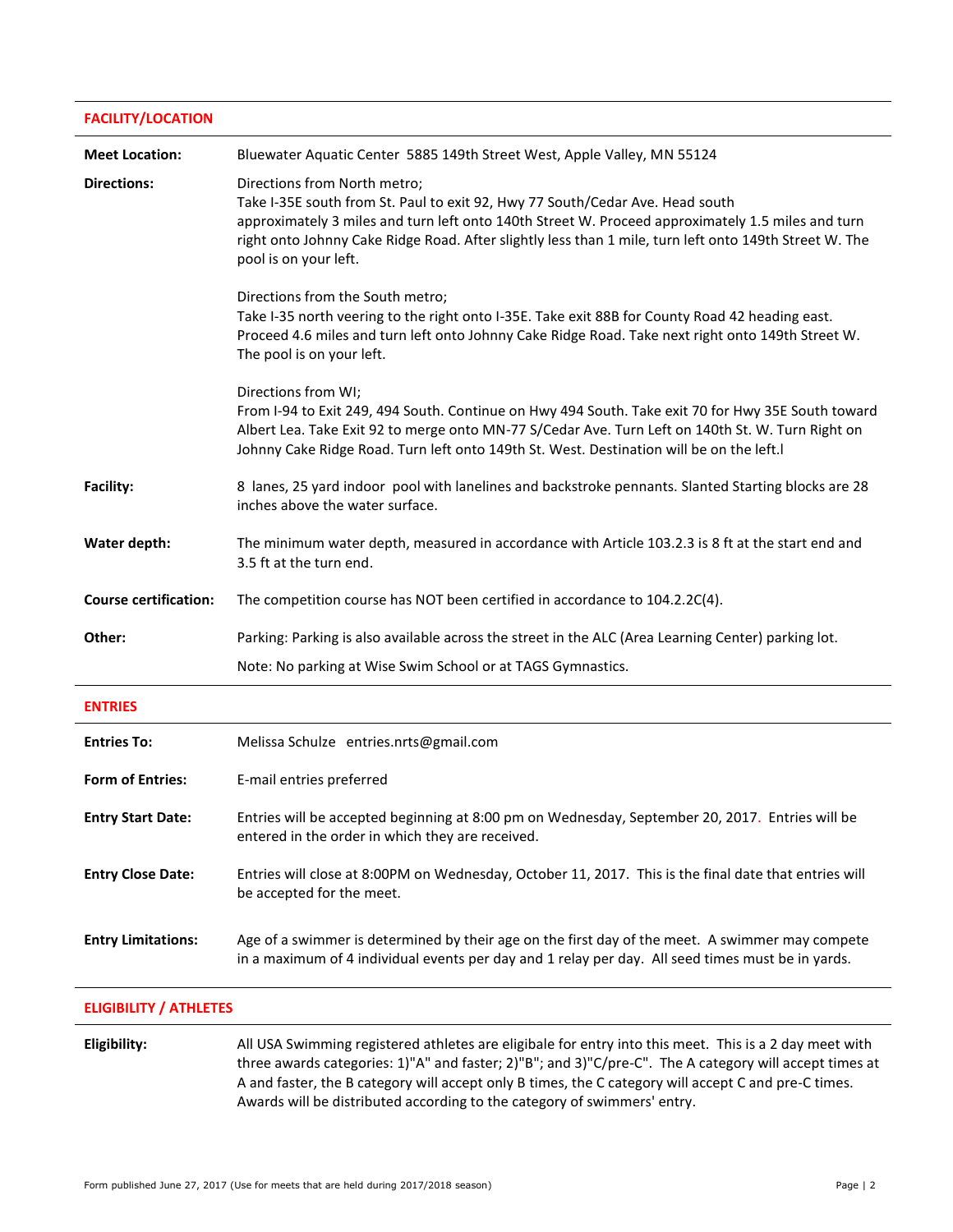## FACILITY/LOCATION

| | |
|---|---|
| **Meet Location:** | Bluewater Aquatic Center 5885 149th Street West, Apple Valley, MN 55124 |
| **Directions:** | Directions from North metro;<br>Take I-35E south from St. Paul to exit 92, Hwy 77 South/Cedar Ave. Head south approximately 3 miles and turn left onto 140th Street W. Proceed approximately 1.5 miles and turn right onto Johnny Cake Ridge Road. After slightly less than 1 mile, turn left onto 149th Street W. The pool is on your left.<br><br>Directions from the South metro;<br>Take I-35 north veering to the right onto I-35E. Take exit 88B for County Road 42 heading east. Proceed 4.6 miles and turn left onto Johnny Cake Ridge Road. Take next right onto 149th Street W. The pool is on your left.<br><br>Directions from WI;<br>From I-94 to Exit 249, 494 South. Continue on Hwy 494 South. Take exit 70 for Hwy 35E South toward Albert Lea. Take Exit 92 to merge onto MN-77 S/Cedar Ave. Turn Left on 140th St. W. Turn Right on Johnny Cake Ridge Road. Turn left onto 149th St. West. Destination will be on the left.l |
| **Facility:** | 8 lanes, 25 yard indoor pool with lanelines and backstroke pennants. Slanted Starting blocks are 28 inches above the water surface. |
| **Water depth:** | The minimum water depth, measured in accordance with Article 103.2.3 is 8 ft at the start end and 3.5 ft at the turn end. |
| **Course certification:** | The competition course has NOT been certified in accordance to 104.2.2C(4). |
| **Other:** | Parking: Parking is also available across the street in the ALC (Area Learning Center) parking lot.<br>Note: No parking at Wise Swim School or at TAGS Gymnastics. |

## ENTRIES

| | |
|---|---|
| **Entries To:** | Melissa Schulze entries.nrts@gmail.com |
| **Form of Entries:** | E-mail entries preferred |
| **Entry Start Date:** | Entries will be accepted beginning at 8:00 pm on Wednesday, September 20, 2017. Entries will be entered in the order in which they are received. |
| **Entry Close Date:** | Entries will close at 8:00PM on Wednesday, October 11, 2017. This is the final date that entries will be accepted for the meet. |
| **Entry Limitations:** | Age of a swimmer is determined by their age on the first day of the meet. A swimmer may compete in a maximum of 4 individual events per day and 1 relay per day. All seed times must be in yards. |

## ELIGIBILITY / ATHLETES

| | |
|---|---|
| **Eligibility:** | All USA Swimming registered athletes are eligibale for entry into this meet. This is a 2 day meet with three awards categories: 1)"A" and faster; 2)"B"; and 3)"C/pre-C". The A category will accept times at A and faster, the B category will accept only B times, the C category will accept C and pre-C times. Awards will be distributed according to the category of swimmers' entry. |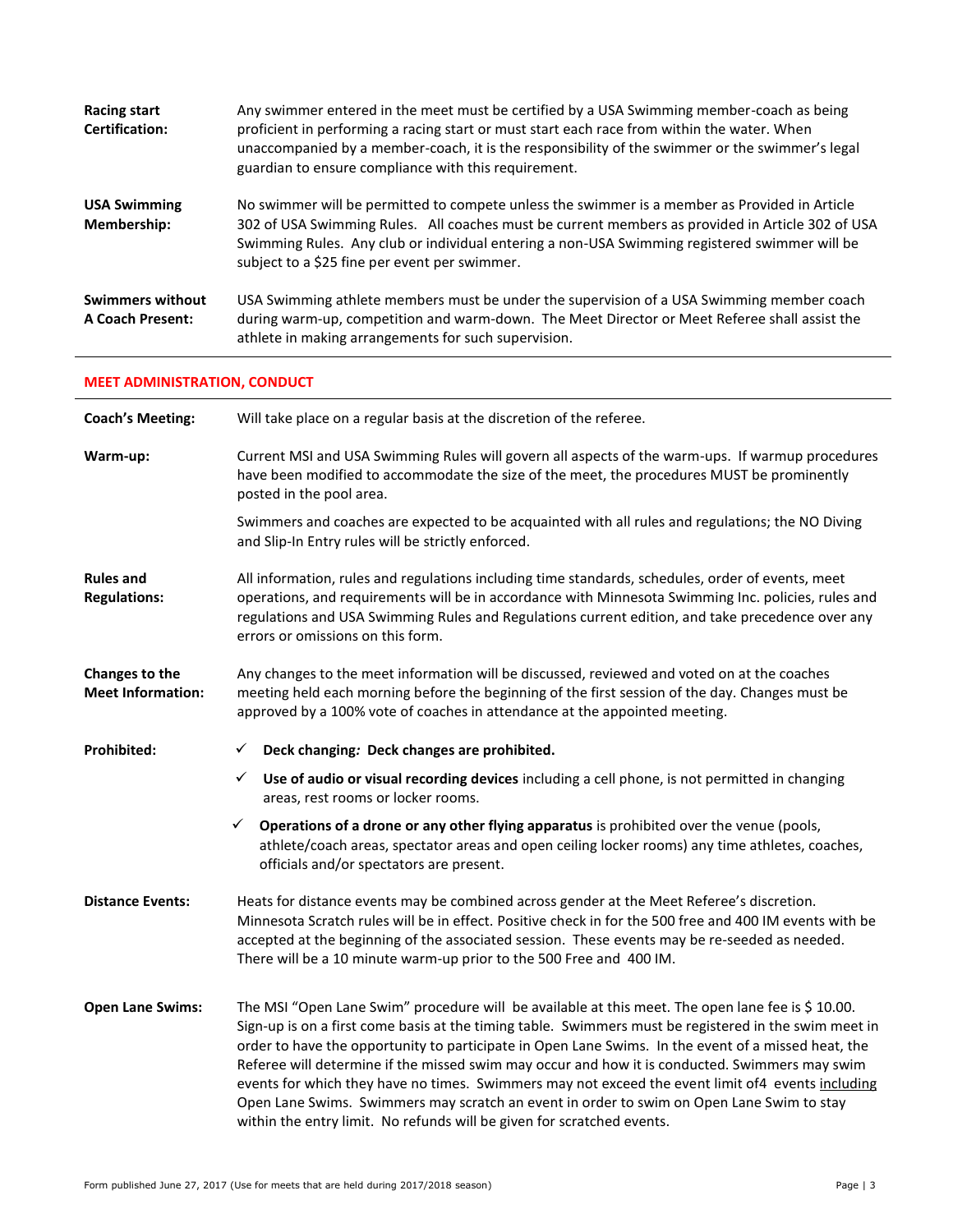**Racing start Certification:** Any swimmer entered in the meet must be certified by a USA Swimming member-coach as being proficient in performing a racing start or must start each race from within the water. When unaccompanied by a member-coach, it is the responsibility of the swimmer or the swimmer's legal guardian to ensure compliance with this requirement.

**USA Swimming Membership:** No swimmer will be permitted to compete unless the swimmer is a member as Provided in Article 302 of USA Swimming Rules. All coaches must be current members as provided in Article 302 of USA Swimming Rules. Any club or individual entering a non-USA Swimming registered swimmer will be subject to a $25 fine per event per swimmer.

**Swimmers without A Coach Present:** USA Swimming athlete members must be under the supervision of a USA Swimming member coach during warm-up, competition and warm-down. The Meet Director or Meet Referee shall assist the athlete in making arrangements for such supervision.

## MEET ADMINISTRATION, CONDUCT

**Coach's Meeting:** Will take place on a regular basis at the discretion of the referee.

**Warm-up:** Current MSI and USA Swimming Rules will govern all aspects of the warm-ups. If warmup procedures have been modified to accommodate the size of the meet, the procedures MUST be prominently posted in the pool area.

Swimmers and coaches are expected to be acquainted with all rules and regulations; the NO Diving and Slip-In Entry rules will be strictly enforced.

**Rules and Regulations:** All information, rules and regulations including time standards, schedules, order of events, meet operations, and requirements will be in accordance with Minnesota Swimming Inc. policies, rules and regulations and USA Swimming Rules and Regulations current edition, and take precedence over any errors or omissions on this form.

**Changes to the Meet Information:** Any changes to the meet information will be discussed, reviewed and voted on at the coaches meeting held each morning before the beginning of the first session of the day. Changes must be approved by a 100% vote of coaches in attendance at the appointed meeting.

**Prohibited:**

- ✓ **Deck changing*:* Deck changes are prohibited.**
- ✓ **Use of audio or visual recording devices** including a cell phone, is not permitted in changing areas, rest rooms or locker rooms.
- ✓ **Operations of a drone or any other flying apparatus** is prohibited over the venue (pools, athlete/coach areas, spectator areas and open ceiling locker rooms) any time athletes, coaches, officials and/or spectators are present.

**Distance Events:** Heats for distance events may be combined across gender at the Meet Referee's discretion. Minnesota Scratch rules will be in effect. Positive check in for the 500 free and 400 IM events with be accepted at the beginning of the associated session. These events may be re-seeded as needed. There will be a 10 minute warm-up prior to the 500 Free and 400 IM.

**Open Lane Swims:** The MSI "Open Lane Swim" procedure will be available at this meet. The open lane fee is $ 10.00. Sign-up is on a first come basis at the timing table. Swimmers must be registered in the swim meet in order to have the opportunity to participate in Open Lane Swims. In the event of a missed heat, the Referee will determine if the missed swim may occur and how it is conducted. Swimmers may swim events for which they have no times. Swimmers may not exceed the event limit of4 events <u>including</u> Open Lane Swims. Swimmers may scratch an event in order to swim on Open Lane Swim to stay within the entry limit. No refunds will be given for scratched events.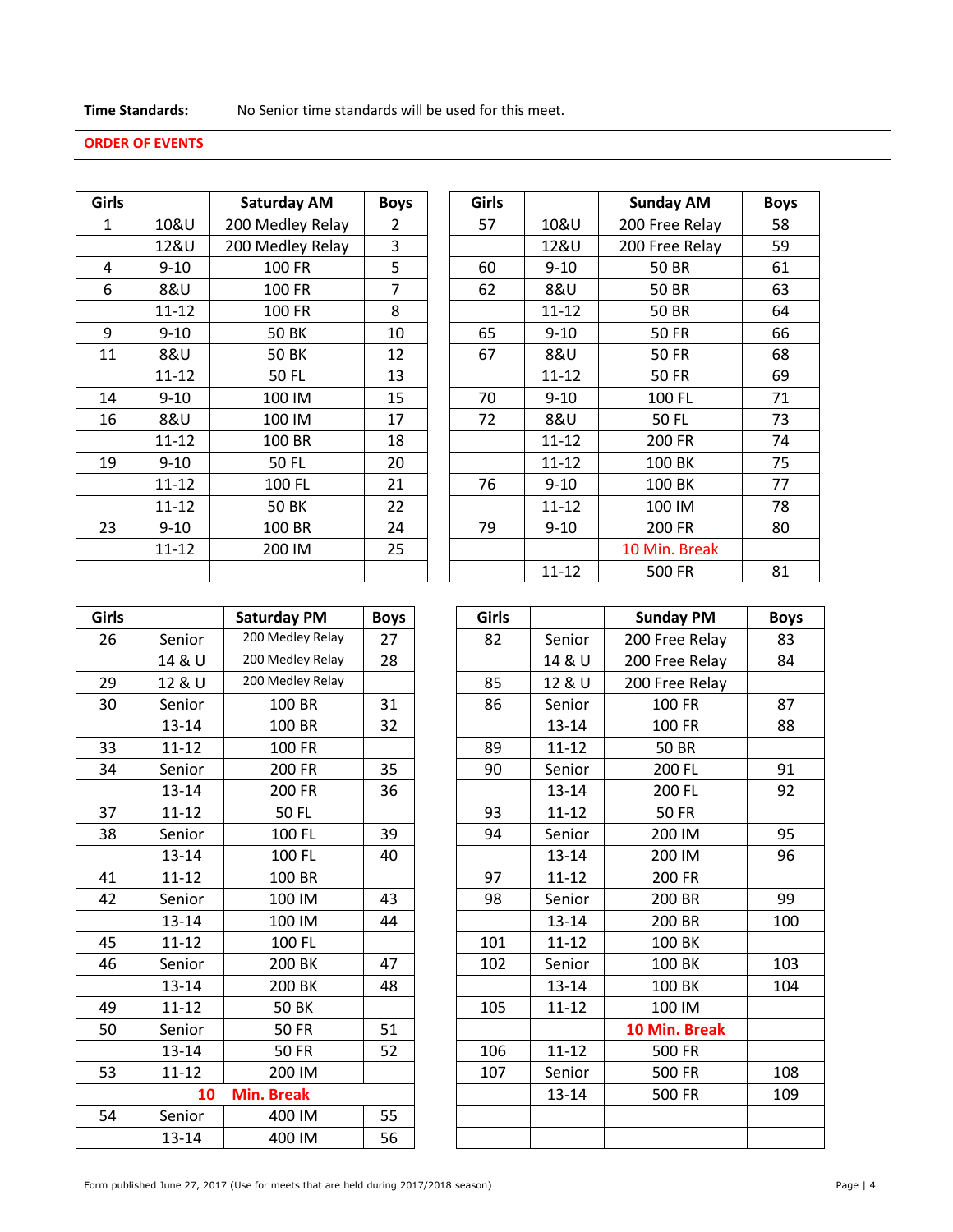**Time Standards:** No Senior time standards will be used for this meet.

**ORDER OF EVENTS**

| Girls | | Saturday AM | Boys |
|---|---|---|---|
| 1 | 10&U | 200 Medley Relay | 2 |
| | 12&U | 200 Medley Relay | 3 |
| 4 | 9-10 | 100 FR | 5 |
| 6 | 8&U | 100 FR | 7 |
| | 11-12 | 100 FR | 8 |
| 9 | 9-10 | 50 BK | 10 |
| 11 | 8&U | 50 BK | 12 |
| | 11-12 | 50 FL | 13 |
| 14 | 9-10 | 100 IM | 15 |
| 16 | 8&U | 100 IM | 17 |
| | 11-12 | 100 BR | 18 |
| 19 | 9-10 | 50 FL | 20 |
| | 11-12 | 100 FL | 21 |
| | 11-12 | 50 BK | 22 |
| 23 | 9-10 | 100 BR | 24 |
| | 11-12 | 200 IM | 25 |
| | | | |

| Girls | | Sunday AM | Boys |
|---|---|---|---|
| 57 | 10&U | 200 Free Relay | 58 |
| | 12&U | 200 Free Relay | 59 |
| 60 | 9-10 | 50 BR | 61 |
| 62 | 8&U | 50 BR | 63 |
| | 11-12 | 50 BR | 64 |
| 65 | 9-10 | 50 FR | 66 |
| 67 | 8&U | 50 FR | 68 |
| | 11-12 | 50 FR | 69 |
| 70 | 9-10 | 100 FL | 71 |
| 72 | 8&U | 50 FL | 73 |
| | 11-12 | 200 FR | 74 |
| | 11-12 | 100 BK | 75 |
| 76 | 9-10 | 100 BK | 77 |
| | 11-12 | 100 IM | 78 |
| 79 | 9-10 | 200 FR | 80 |
| | | 10 Min. Break | |
| | 11-12 | 500 FR | 81 |

| Girls | | Saturday PM | Boys |
|---|---|---|---|
| 26 | Senior | 200 Medley Relay | 27 |
| | 14 & U | 200 Medley Relay | 28 |
| 29 | 12 & U | 200 Medley Relay | |
| 30 | Senior | 100 BR | 31 |
| | 13-14 | 100 BR | 32 |
| 33 | 11-12 | 100 FR | |
| 34 | Senior | 200 FR | 35 |
| | 13-14 | 200 FR | 36 |
| 37 | 11-12 | 50 FL | |
| 38 | Senior | 100 FL | 39 |
| | 13-14 | 100 FL | 40 |
| 41 | 11-12 | 100 BR | |
| 42 | Senior | 100 IM | 43 |
| | 13-14 | 100 IM | 44 |
| 45 | 11-12 | 100 FL | |
| 46 | Senior | 200 BK | 47 |
| | 13-14 | 200 BK | 48 |
| 49 | 11-12 | 50 BK | |
| 50 | Senior | 50 FR | 51 |
| | 13-14 | 50 FR | 52 |
| 53 | 11-12 | 200 IM | |
| | **10** | **Min. Break** | |
| 54 | Senior | 400 IM | 55 |
| | 13-14 | 400 IM | 56 |

| Girls | | Sunday PM | Boys |
|---|---|---|---|
| 82 | Senior | 200 Free Relay | 83 |
| | 14 & U | 200 Free Relay | 84 |
| 85 | 12 & U | 200 Free Relay | |
| 86 | Senior | 100 FR | 87 |
| | 13-14 | 100 FR | 88 |
| 89 | 11-12 | 50 BR | |
| 90 | Senior | 200 FL | 91 |
| | 13-14 | 200 FL | 92 |
| 93 | 11-12 | 50 FR | |
| 94 | Senior | 200 IM | 95 |
| | 13-14 | 200 IM | 96 |
| 97 | 11-12 | 200 FR | |
| 98 | Senior | 200 BR | 99 |
| | 13-14 | 200 BR | 100 |
| 101 | 11-12 | 100 BK | |
| 102 | Senior | 100 BK | 103 |
| | 13-14 | 100 BK | 104 |
| 105 | 11-12 | 100 IM | |
| | | **10 Min. Break** | |
| 106 | 11-12 | 500 FR | |
| 107 | Senior | 500 FR | 108 |
| | 13-14 | 500 FR | 109 |
| | | | |
| | | | |

Form published June 27, 2017 (Use for meets that are held during 2017/2018 season)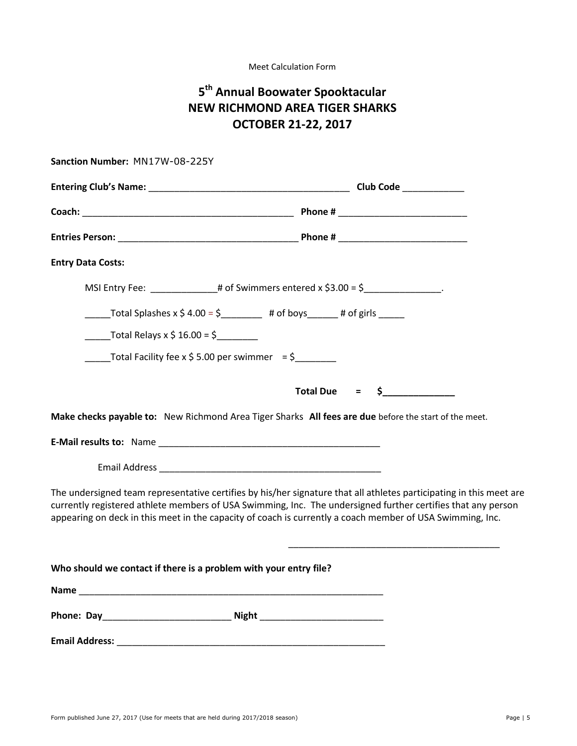Meet Calculation Form

# $5^{th}$ Annual Boowater Spooktacular
# NEW RICHMOND AREA TIGER SHARKS
# OCTOBER 21-22, 2017

**Sanction Number:** MN17W-08-225Y

**Entering Club's Name:** _______________________________________ **Club Code** ___________

**Coach:** _________________________________________ **Phone #** ________________________

**Entries Person:** __________________________________ **Phone #** ________________________

**Entry Data Costs:**

MSI Entry Fee: ____________# of Swimmers entered x $3.00 = $______________.

_____Total Splashes x $ 4.00 = $________ # of boys______ # of girls _____

_____Total Relays x $ 16.00 = $________

_____Total Facility fee x $ 5.00 per swimmer = $________

**Total Due = $_____________**

**Make checks payable to:** New Richmond Area Tiger Sharks **All fees are due** before the start of the meet.

**E-Mail results to:** Name ___________________________________________

Email Address ___________________________________________

The undersigned team representative certifies by his/her signature that all athletes participating in this meet are currently registered athlete members of USA Swimming, Inc. The undersigned further certifies that any person appearing on deck in this meet in the capacity of coach is currently a coach member of USA Swimming, Inc.

_________________________________________

**Who should we contact if there is a problem with your entry file?**

**Name** ___________________________________________________________

**Phone: Day**________________________ **Night** ________________________

**Email Address:** _____________________________________________________

Form published June 27, 2017 (Use for meets that are held during 2017/2018 season)